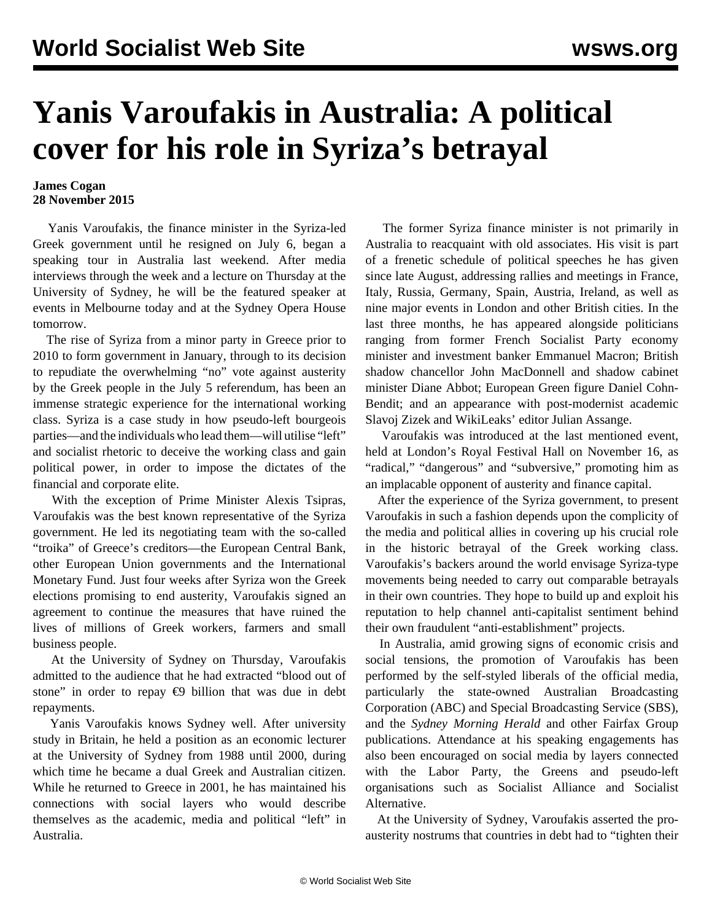# Yanis Varoufakis in Australia: A political cover for his role in Syriza's betrayal

**James Cogan**
**28 November 2015**

Yanis Varoufakis, the finance minister in the Syriza-led Greek government until he resigned on July 6, began a speaking tour in Australia last weekend. After media interviews through the week and a lecture on Thursday at the University of Sydney, he will be the featured speaker at events in Melbourne today and at the Sydney Opera House tomorrow.

The rise of Syriza from a minor party in Greece prior to 2010 to form government in January, through to its decision to repudiate the overwhelming "no" vote against austerity by the Greek people in the July 5 referendum, has been an immense strategic experience for the international working class. Syriza is a case study in how pseudo-left bourgeois parties—and the individuals who lead them—will utilise "left" and socialist rhetoric to deceive the working class and gain political power, in order to impose the dictates of the financial and corporate elite.

With the exception of Prime Minister Alexis Tsipras, Varoufakis was the best known representative of the Syriza government. He led its negotiating team with the so-called "troika" of Greece's creditors—the European Central Bank, other European Union governments and the International Monetary Fund. Just four weeks after Syriza won the Greek elections promising to end austerity, Varoufakis signed an agreement to continue the measures that have ruined the lives of millions of Greek workers, farmers and small business people.

At the University of Sydney on Thursday, Varoufakis admitted to the audience that he had extracted "blood out of stone" in order to repay €9 billion that was due in debt repayments.

Yanis Varoufakis knows Sydney well. After university study in Britain, he held a position as an economic lecturer at the University of Sydney from 1988 until 2000, during which time he became a dual Greek and Australian citizen. While he returned to Greece in 2001, he has maintained his connections with social layers who would describe themselves as the academic, media and political "left" in Australia.

The former Syriza finance minister is not primarily in Australia to reacquaint with old associates. His visit is part of a frenetic schedule of political speeches he has given since late August, addressing rallies and meetings in France, Italy, Russia, Germany, Spain, Austria, Ireland, as well as nine major events in London and other British cities. In the last three months, he has appeared alongside politicians ranging from former French Socialist Party economy minister and investment banker Emmanuel Macron; British shadow chancellor John MacDonnell and shadow cabinet minister Diane Abbot; European Green figure Daniel Cohn-Bendit; and an appearance with post-modernist academic Slavoj Zizek and WikiLeaks' editor Julian Assange.

Varoufakis was introduced at the last mentioned event, held at London's Royal Festival Hall on November 16, as "radical," "dangerous" and "subversive," promoting him as an implacable opponent of austerity and finance capital.

After the experience of the Syriza government, to present Varoufakis in such a fashion depends upon the complicity of the media and political allies in covering up his crucial role in the historic betrayal of the Greek working class. Varoufakis's backers around the world envisage Syriza-type movements being needed to carry out comparable betrayals in their own countries. They hope to build up and exploit his reputation to help channel anti-capitalist sentiment behind their own fraudulent "anti-establishment" projects.

In Australia, amid growing signs of economic crisis and social tensions, the promotion of Varoufakis has been performed by the self-styled liberals of the official media, particularly the state-owned Australian Broadcasting Corporation (ABC) and Special Broadcasting Service (SBS), and the *Sydney Morning Herald* and other Fairfax Group publications. Attendance at his speaking engagements has also been encouraged on social media by layers connected with the Labor Party, the Greens and pseudo-left organisations such as Socialist Alliance and Socialist Alternative.

At the University of Sydney, Varoufakis asserted the pro-austerity nostrums that countries in debt had to "tighten their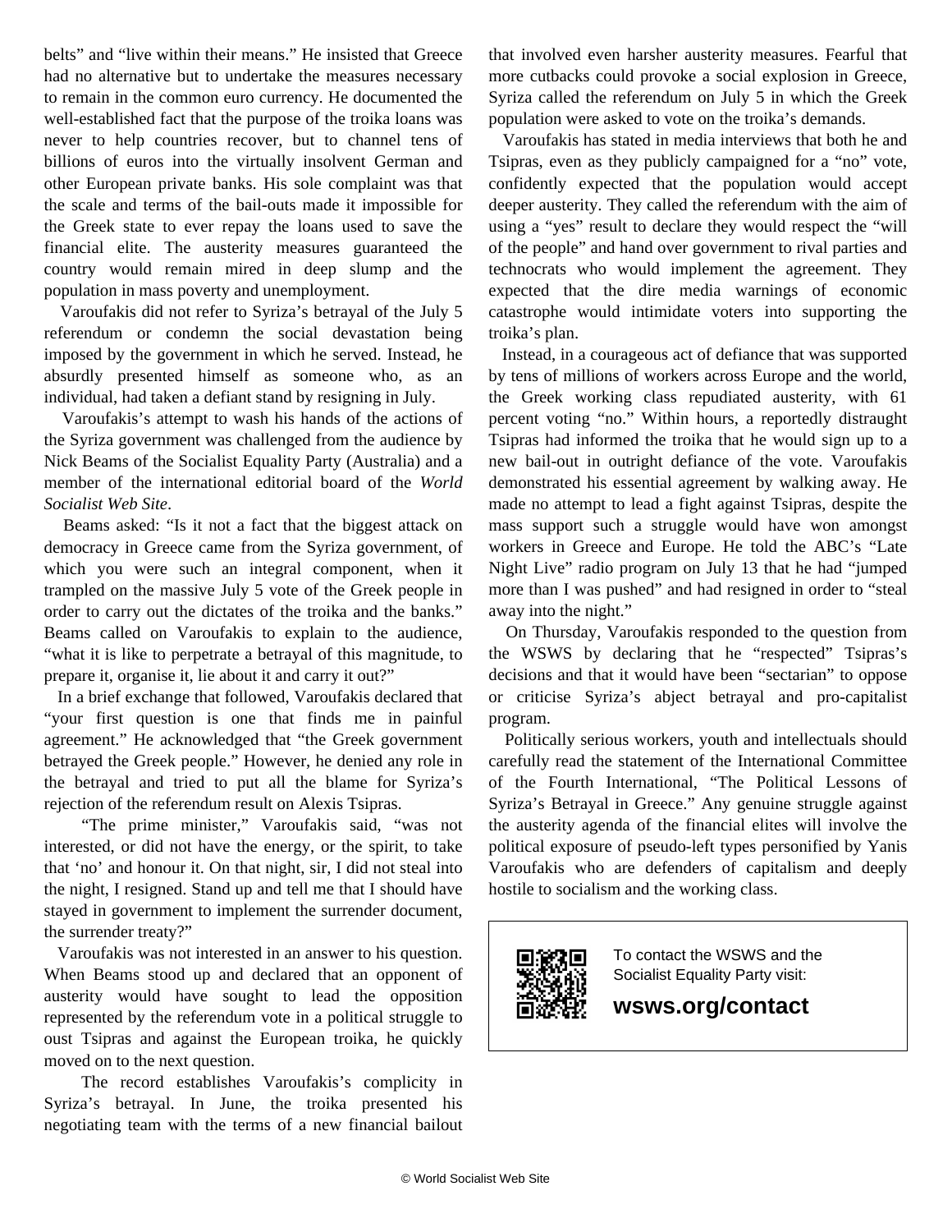belts" and "live within their means." He insisted that Greece had no alternative but to undertake the measures necessary to remain in the common euro currency. He documented the well-established fact that the purpose of the troika loans was never to help countries recover, but to channel tens of billions of euros into the virtually insolvent German and other European private banks. His sole complaint was that the scale and terms of the bail-outs made it impossible for the Greek state to ever repay the loans used to save the financial elite. The austerity measures guaranteed the country would remain mired in deep slump and the population in mass poverty and unemployment.

Varoufakis did not refer to Syriza's betrayal of the July 5 referendum or condemn the social devastation being imposed by the government in which he served. Instead, he absurdly presented himself as someone who, as an individual, had taken a defiant stand by resigning in July.

Varoufakis's attempt to wash his hands of the actions of the Syriza government was challenged from the audience by Nick Beams of the Socialist Equality Party (Australia) and a member of the international editorial board of the *World Socialist Web Site*.

Beams asked: "Is it not a fact that the biggest attack on democracy in Greece came from the Syriza government, of which you were such an integral component, when it trampled on the massive July 5 vote of the Greek people in order to carry out the dictates of the troika and the banks." Beams called on Varoufakis to explain to the audience, "what it is like to perpetrate a betrayal of this magnitude, to prepare it, organise it, lie about it and carry it out?"

In a brief exchange that followed, Varoufakis declared that "your first question is one that finds me in painful agreement." He acknowledged that "the Greek government betrayed the Greek people." However, he denied any role in the betrayal and tried to put all the blame for Syriza's rejection of the referendum result on Alexis Tsipras.

"The prime minister," Varoufakis said, "was not interested, or did not have the energy, or the spirit, to take that 'no' and honour it. On that night, sir, I did not steal into the night, I resigned. Stand up and tell me that I should have stayed in government to implement the surrender document, the surrender treaty?"

Varoufakis was not interested in an answer to his question. When Beams stood up and declared that an opponent of austerity would have sought to lead the opposition represented by the referendum vote in a political struggle to oust Tsipras and against the European troika, he quickly moved on to the next question.

The record establishes Varoufakis's complicity in Syriza's betrayal. In June, the troika presented his negotiating team with the terms of a new financial bailout that involved even harsher austerity measures. Fearful that more cutbacks could provoke a social explosion in Greece, Syriza called the referendum on July 5 in which the Greek population were asked to vote on the troika's demands.

Varoufakis has stated in media interviews that both he and Tsipras, even as they publicly campaigned for a "no" vote, confidently expected that the population would accept deeper austerity. They called the referendum with the aim of using a "yes" result to declare they would respect the "will of the people" and hand over government to rival parties and technocrats who would implement the agreement. They expected that the dire media warnings of economic catastrophe would intimidate voters into supporting the troika's plan.

Instead, in a courageous act of defiance that was supported by tens of millions of workers across Europe and the world, the Greek working class repudiated austerity, with 61 percent voting "no." Within hours, a reportedly distraught Tsipras had informed the troika that he would sign up to a new bail-out in outright defiance of the vote. Varoufakis demonstrated his essential agreement by walking away. He made no attempt to lead a fight against Tsipras, despite the mass support such a struggle would have won amongst workers in Greece and Europe. He told the ABC's "Late Night Live" radio program on July 13 that he had "jumped more than I was pushed" and had resigned in order to "steal away into the night."

On Thursday, Varoufakis responded to the question from the WSWS by declaring that he "respected" Tsipras's decisions and that it would have been "sectarian" to oppose or criticise Syriza's abject betrayal and pro-capitalist program.

Politically serious workers, youth and intellectuals should carefully read the statement of the International Committee of the Fourth International, "The Political Lessons of Syriza's Betrayal in Greece." Any genuine struggle against the austerity agenda of the financial elites will involve the political exposure of pseudo-left types personified by Yanis Varoufakis who are defenders of capitalism and deeply hostile to socialism and the working class.

To contact the WSWS and the Socialist Equality Party visit:

**wsws.org/contact**